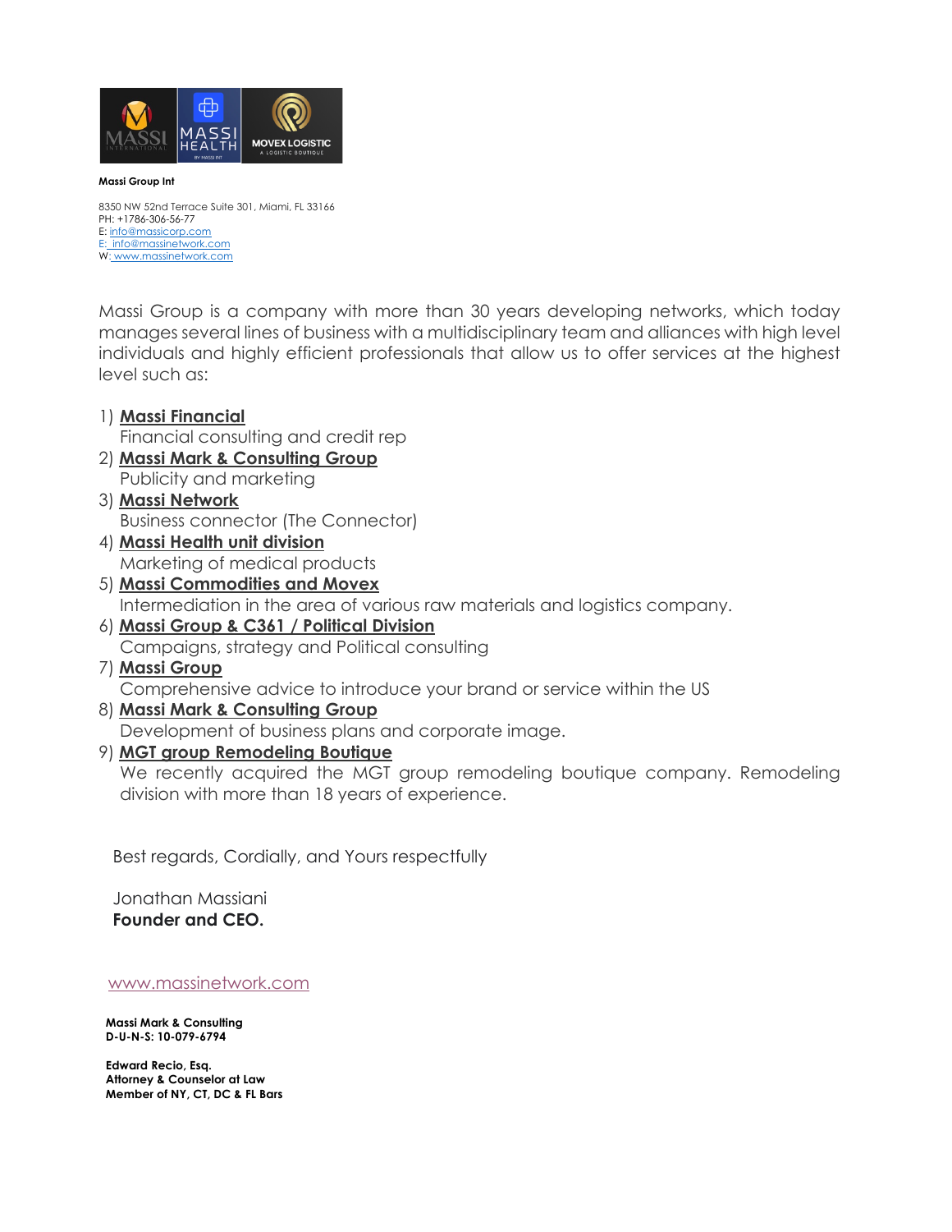**Massi Group Int**

8350 NW 52nd Terrace Suite 301, Miami, FL 33166
PH: +1786-306-56-77
E: info@massicorp.com
E: info@massinetwork.com
W: www.massinetwork.com

Massi Group is a company with more than 30 years developing networks, which today manages several lines of business with a multidisciplinary team and alliances with high level individuals and highly efficient professionals that allow us to offer services at the highest level such as:

1) **Massi Financial**
   Financial consulting and credit rep
2) **Massi Mark & Consulting Group**
   Publicity and marketing
3) **Massi Network**
   Business connector (The Connector)
4) **Massi Health unit division**
   Marketing of medical products
5) **Massi Commodities and Movex**
   Intermediation in the area of various raw materials and logistics company.
6) **Massi Group & C361 / Political Division**
   Campaigns, strategy and Political consulting
7) **Massi Group**
   Comprehensive advice to introduce your brand or service within the US
8) **Massi Mark & Consulting Group**
   Development of business plans and corporate image.
9) **MGT group Remodeling Boutique**
   We recently acquired the MGT group remodeling boutique company. Remodeling division with more than 18 years of experience.

Best regards, Cordially, and Yours respectfully

Jonathan Massiani
**Founder and CEO.**

www.massinetwork.com

**Massi Mark & Consulting**
**D-U-N-S: 10-079-6794**

**Edward Recio, Esq.**
**Attorney & Counselor at Law**
**Member of NY, CT, DC & FL Bars**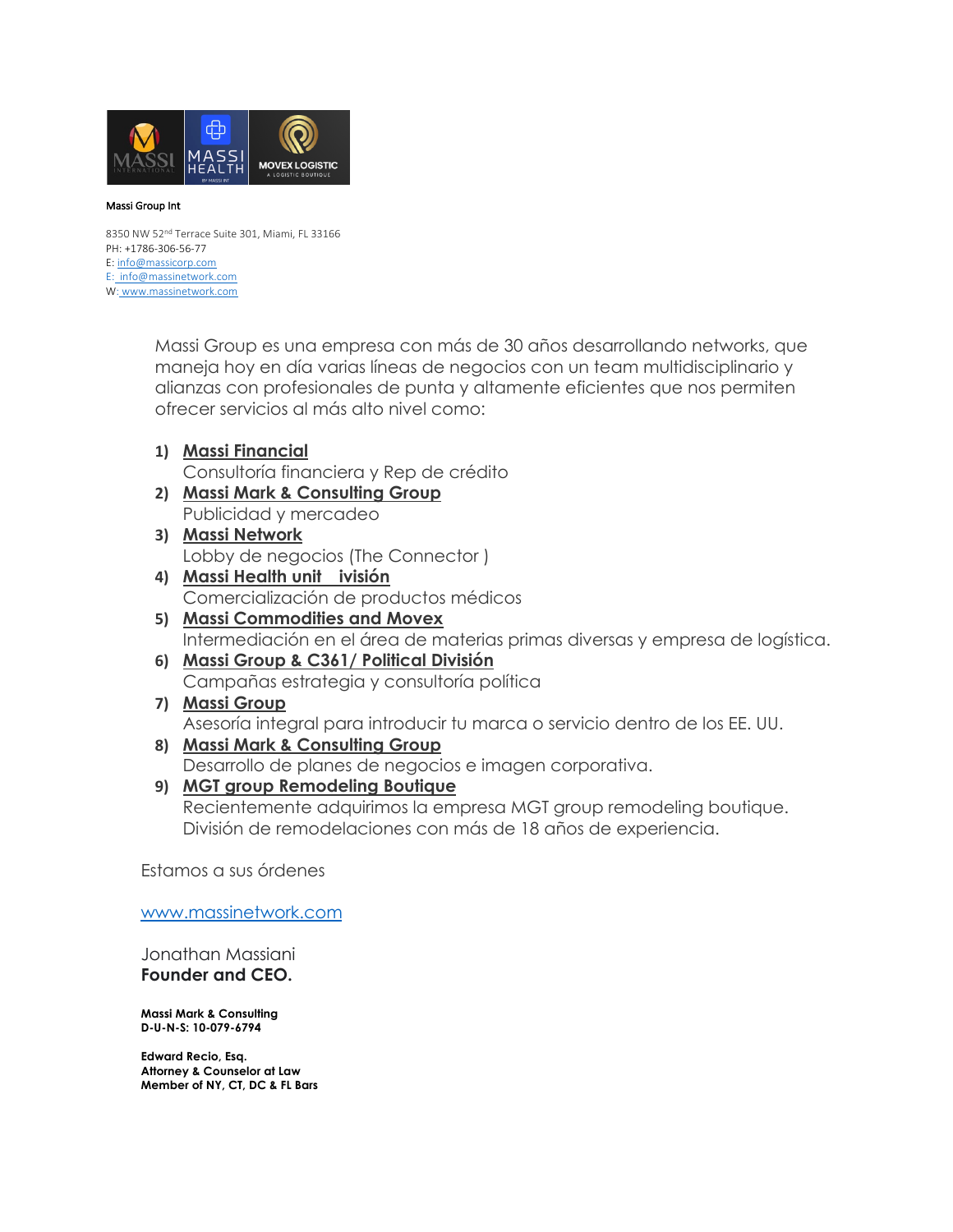Massi Group Int

8350 NW 52nd Terrace Suite 301, Miami, FL 33166
PH: +1786-306-56-77
E: info@massicorp.com
E: info@massinetwork.com
W: www.massinetwork.com

Massi Group es una empresa con más de 30 años desarrollando networks, que maneja hoy en día varias líneas de negocios con un team multidisciplinario y alianzas con profesionales de punta y altamente eficientes que nos permiten ofrecer servicios al más alto nivel como:

1) **Massi Financial**
   Consultoría financiera y Rep de crédito
2) **Massi Mark & Consulting Group**
   Publicidad y mercadeo
3) **Massi Network**
   Lobby de negocios (The Connector )
4) **Massi Health unit ivisión**
   Comercialización de productos médicos
5) **Massi Commodities and Movex**
   Intermediación en el área de materias primas diversas y empresa de logística.
6) **Massi Group & C361/ Political División**
   Campañas estrategia y consultoría política
7) **Massi Group**
   Asesoría integral para introducir tu marca o servicio dentro de los EE. UU.
8) **Massi Mark & Consulting Group**
   Desarrollo de planes de negocios e imagen corporativa.
9) **MGT group Remodeling Boutique**
   Recientemente adquirimos la empresa MGT group remodeling boutique. División de remodelaciones con más de 18 años de experiencia.

Estamos a sus órdenes

www.massinetwork.com

Jonathan Massiani
**Founder and CEO.**

**Massi Mark & Consulting**
**D-U-N-S: 10-079-6794**

**Edward Recio, Esq.**
**Attorney & Counselor at Law**
**Member of NY, CT, DC & FL Bars**